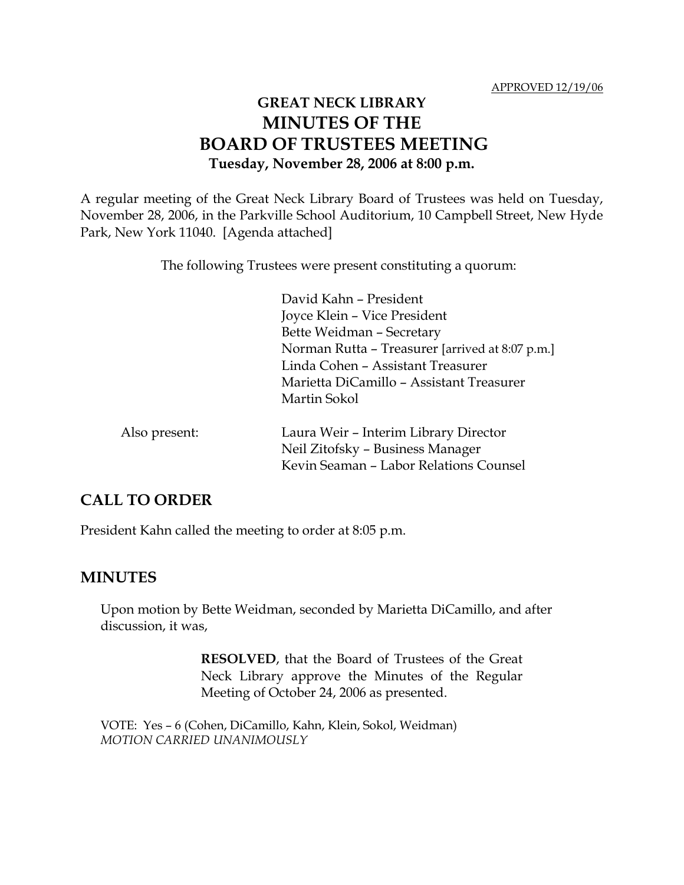APPROVED 12/19/06

# GREAT NECK LIBRARY
# MINUTES OF THE
# BOARD OF TRUSTEES MEETING
**Tuesday, November 28, 2006 at 8:00 p.m.**

A regular meeting of the Great Neck Library Board of Trustees was held on Tuesday, November 28, 2006, in the Parkville School Auditorium, 10 Campbell Street, New Hyde Park, New York 11040. [Agenda attached]

The following Trustees were present constituting a quorum:

David Kahn – President
Joyce Klein – Vice President
Bette Weidman – Secretary
Norman Rutta – Treasurer [arrived at 8:07 p.m.]
Linda Cohen – Assistant Treasurer
Marietta DiCamillo – Assistant Treasurer
Martin Sokol

Also present:

Laura Weir – Interim Library Director
Neil Zitofsky – Business Manager
Kevin Seaman – Labor Relations Counsel

## CALL TO ORDER

President Kahn called the meeting to order at 8:05 p.m.

## MINUTES

Upon motion by Bette Weidman, seconded by Marietta DiCamillo, and after discussion, it was,

> **RESOLVED**, that the Board of Trustees of the Great Neck Library approve the Minutes of the Regular Meeting of October 24, 2006 as presented.

VOTE: Yes – 6 (Cohen, DiCamillo, Kahn, Klein, Sokol, Weidman)
*MOTION CARRIED UNANIMOUSLY*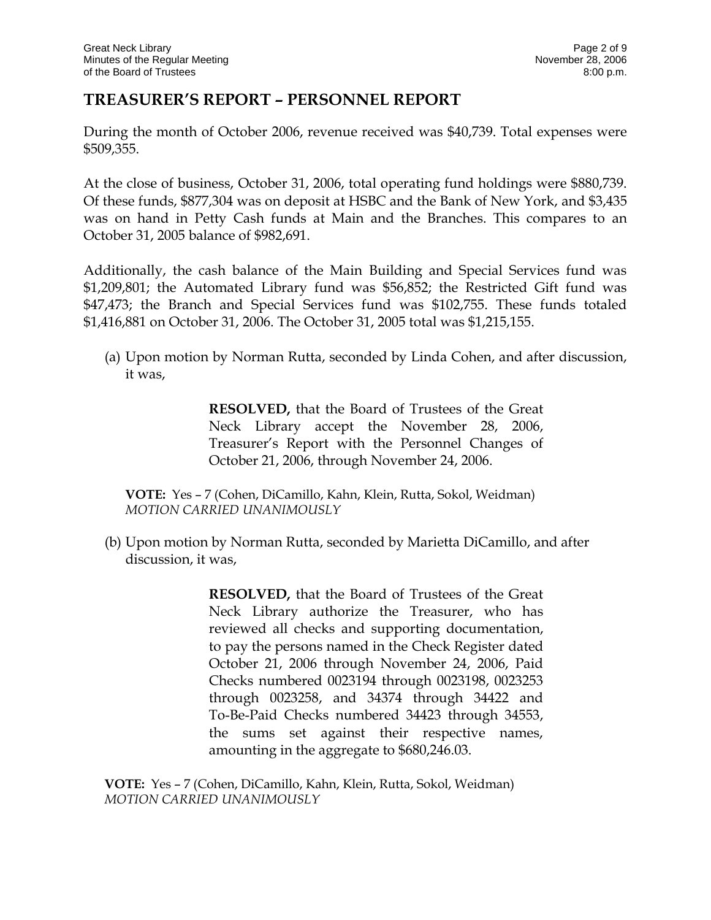## TREASURER'S REPORT – PERSONNEL REPORT

During the month of October 2006, revenue received was $40,739. Total expenses were $509,355.

At the close of business, October 31, 2006, total operating fund holdings were $880,739. Of these funds, $877,304 was on deposit at HSBC and the Bank of New York, and $3,435 was on hand in Petty Cash funds at Main and the Branches. This compares to an October 31, 2005 balance of $982,691.

Additionally, the cash balance of the Main Building and Special Services fund was $1,209,801; the Automated Library fund was $56,852; the Restricted Gift fund was $47,473; the Branch and Special Services fund was $102,755. These funds totaled $1,416,881 on October 31, 2006. The October 31, 2005 total was $1,215,155.

(a) Upon motion by Norman Rutta, seconded by Linda Cohen, and after discussion, it was,

> **RESOLVED,** that the Board of Trustees of the Great Neck Library accept the November 28, 2006, Treasurer's Report with the Personnel Changes of October 21, 2006, through November 24, 2006.

**VOTE:** Yes – 7 (Cohen, DiCamillo, Kahn, Klein, Rutta, Sokol, Weidman)
*MOTION CARRIED UNANIMOUSLY*

(b) Upon motion by Norman Rutta, seconded by Marietta DiCamillo, and after discussion, it was,

> **RESOLVED,** that the Board of Trustees of the Great Neck Library authorize the Treasurer, who has reviewed all checks and supporting documentation, to pay the persons named in the Check Register dated October 21, 2006 through November 24, 2006, Paid Checks numbered 0023194 through 0023198, 0023253 through 0023258, and 34374 through 34422 and To-Be-Paid Checks numbered 34423 through 34553, the sums set against their respective names, amounting in the aggregate to $680,246.03.

**VOTE:** Yes – 7 (Cohen, DiCamillo, Kahn, Klein, Rutta, Sokol, Weidman)
*MOTION CARRIED UNANIMOUSLY*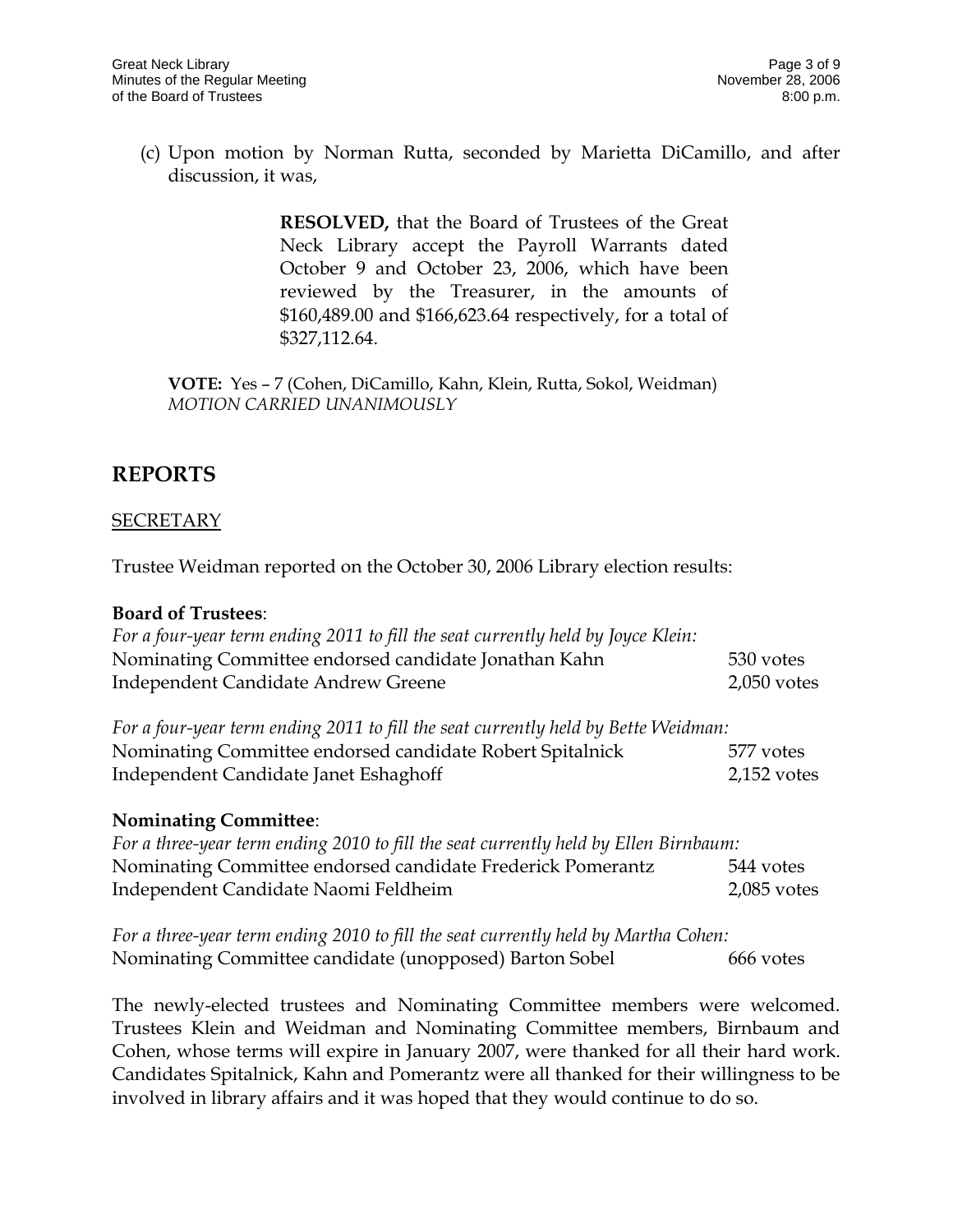(c) Upon motion by Norman Rutta, seconded by Marietta DiCamillo, and after discussion, it was,

> **RESOLVED,** that the Board of Trustees of the Great Neck Library accept the Payroll Warrants dated October 9 and October 23, 2006, which have been reviewed by the Treasurer, in the amounts of $160,489.00 and $166,623.64 respectively, for a total of $327,112.64.

**VOTE:** Yes – 7 (Cohen, DiCamillo, Kahn, Klein, Rutta, Sokol, Weidman)
*MOTION CARRIED UNANIMOUSLY*

## REPORTS

### SECRETARY

Trustee Weidman reported on the October 30, 2006 Library election results:

**Board of Trustees**:

*For a four-year term ending 2011 to fill the seat currently held by Joyce Klein:*

| | |
|---|---|
| Nominating Committee endorsed candidate Jonathan Kahn | 530 votes |
| Independent Candidate Andrew Greene | 2,050 votes |

*For a four-year term ending 2011 to fill the seat currently held by Bette Weidman:*

| | |
|---|---|
| Nominating Committee endorsed candidate Robert Spitalnick | 577 votes |
| Independent Candidate Janet Eshaghoff | 2,152 votes |

**Nominating Committee**:

*For a three-year term ending 2010 to fill the seat currently held by Ellen Birnbaum:*

| | |
|---|---|
| Nominating Committee endorsed candidate Frederick Pomerantz | 544 votes |
| Independent Candidate Naomi Feldheim | 2,085 votes |

*For a three-year term ending 2010 to fill the seat currently held by Martha Cohen:*

| | |
|---|---|
| Nominating Committee candidate (unopposed) Barton Sobel | 666 votes |

The newly-elected trustees and Nominating Committee members were welcomed. Trustees Klein and Weidman and Nominating Committee members, Birnbaum and Cohen, whose terms will expire in January 2007, were thanked for all their hard work. Candidates Spitalnick, Kahn and Pomerantz were all thanked for their willingness to be involved in library affairs and it was hoped that they would continue to do so.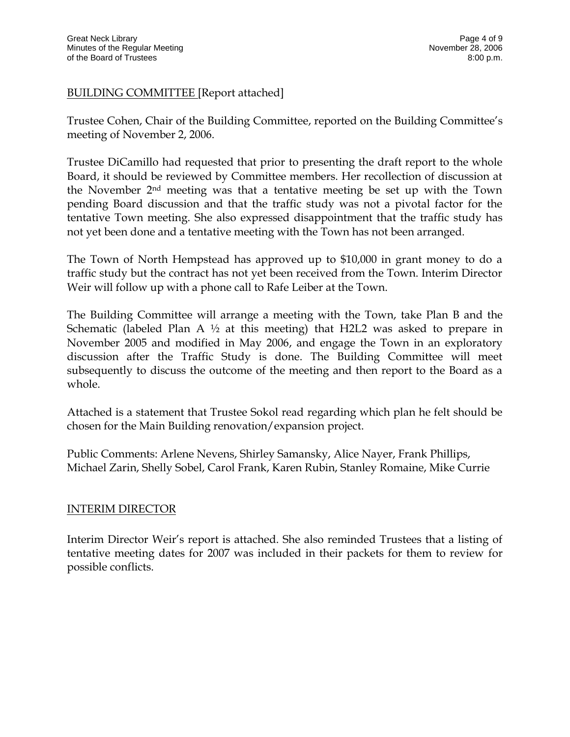## BUILDING COMMITTEE [Report attached]

Trustee Cohen, Chair of the Building Committee, reported on the Building Committee's meeting of November 2, 2006.

Trustee DiCamillo had requested that prior to presenting the draft report to the whole Board, it should be reviewed by Committee members. Her recollection of discussion at the November 2nd meeting was that a tentative meeting be set up with the Town pending Board discussion and that the traffic study was not a pivotal factor for the tentative Town meeting. She also expressed disappointment that the traffic study has not yet been done and a tentative meeting with the Town has not been arranged.

The Town of North Hempstead has approved up to $10,000 in grant money to do a traffic study but the contract has not yet been received from the Town. Interim Director Weir will follow up with a phone call to Rafe Leiber at the Town.

The Building Committee will arrange a meeting with the Town, take Plan B and the Schematic (labeled Plan A ½ at this meeting) that H2L2 was asked to prepare in November 2005 and modified in May 2006, and engage the Town in an exploratory discussion after the Traffic Study is done. The Building Committee will meet subsequently to discuss the outcome of the meeting and then report to the Board as a whole.

Attached is a statement that Trustee Sokol read regarding which plan he felt should be chosen for the Main Building renovation/expansion project.

Public Comments: Arlene Nevens, Shirley Samansky, Alice Nayer, Frank Phillips, Michael Zarin, Shelly Sobel, Carol Frank, Karen Rubin, Stanley Romaine, Mike Currie

## INTERIM DIRECTOR

Interim Director Weir's report is attached. She also reminded Trustees that a listing of tentative meeting dates for 2007 was included in their packets for them to review for possible conflicts.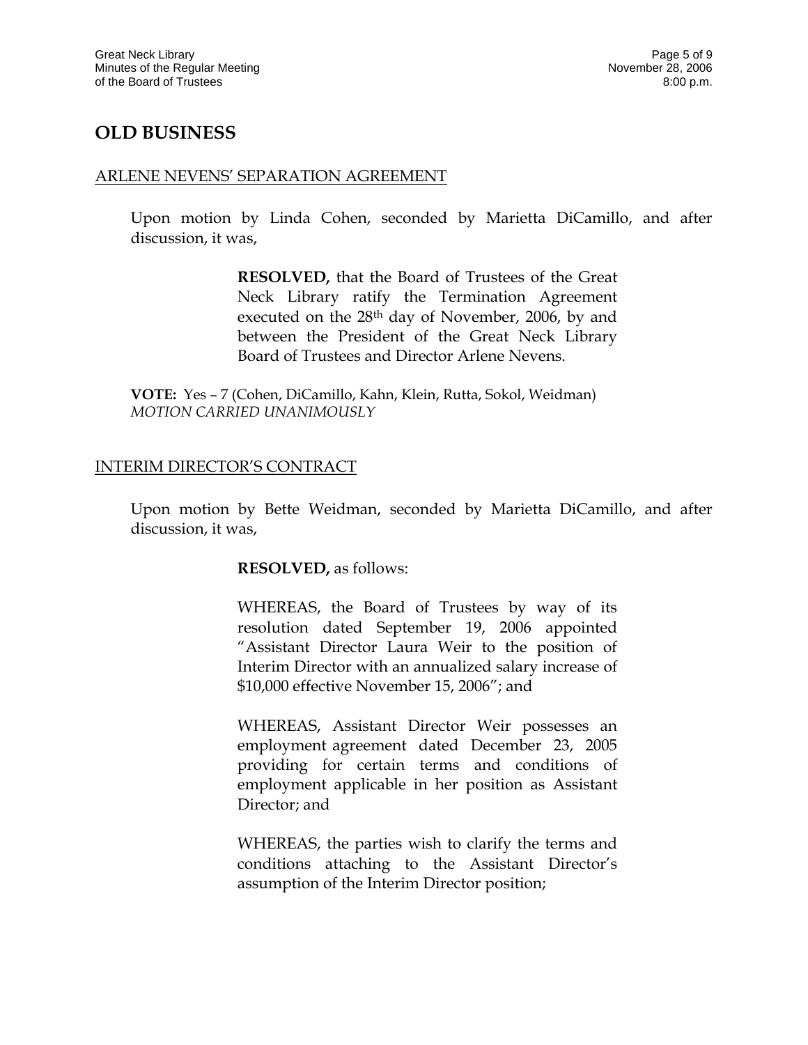## OLD BUSINESS

ARLENE NEVENS' SEPARATION AGREEMENT

Upon motion by Linda Cohen, seconded by Marietta DiCamillo, and after discussion, it was,

> **RESOLVED,** that the Board of Trustees of the Great Neck Library ratify the Termination Agreement executed on the 28th day of November, 2006, by and between the President of the Great Neck Library Board of Trustees and Director Arlene Nevens.

**VOTE:** Yes – 7 (Cohen, DiCamillo, Kahn, Klein, Rutta, Sokol, Weidman)
*MOTION CARRIED UNANIMOUSLY*

INTERIM DIRECTOR'S CONTRACT

Upon motion by Bette Weidman, seconded by Marietta DiCamillo, and after discussion, it was,

> **RESOLVED,** as follows:
>
> WHEREAS, the Board of Trustees by way of its resolution dated September 19, 2006 appointed "Assistant Director Laura Weir to the position of Interim Director with an annualized salary increase of $10,000 effective November 15, 2006"; and
>
> WHEREAS, Assistant Director Weir possesses an employment agreement dated December 23, 2005 providing for certain terms and conditions of employment applicable in her position as Assistant Director; and
>
> WHEREAS, the parties wish to clarify the terms and conditions attaching to the Assistant Director's assumption of the Interim Director position;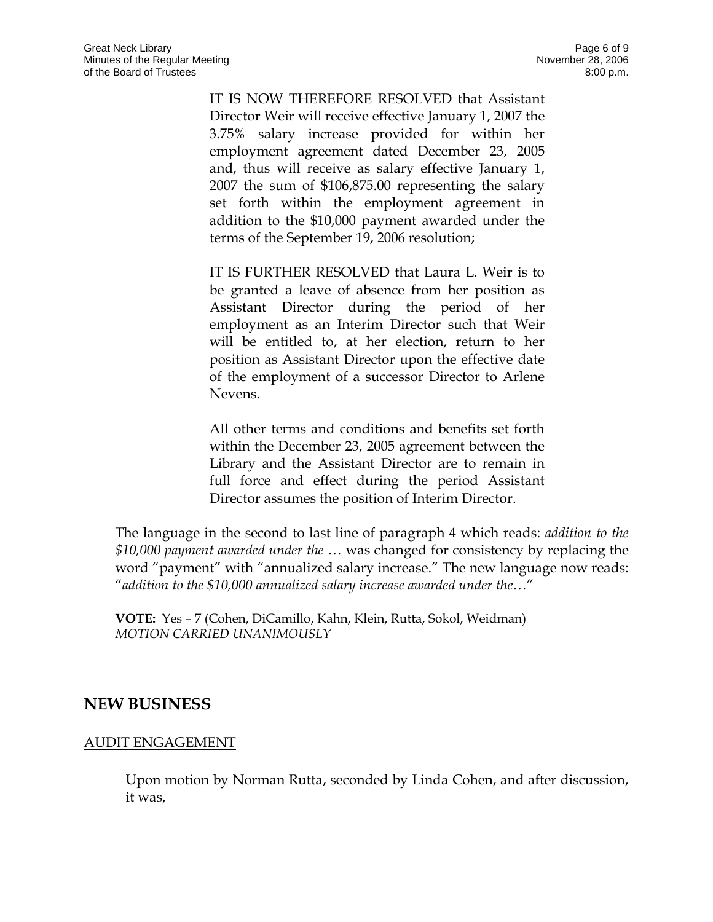IT IS NOW THEREFORE RESOLVED that Assistant Director Weir will receive effective January 1, 2007 the 3.75% salary increase provided for within her employment agreement dated December 23, 2005 and, thus will receive as salary effective January 1, 2007 the sum of $106,875.00 representing the salary set forth within the employment agreement in addition to the $10,000 payment awarded under the terms of the September 19, 2006 resolution;

IT IS FURTHER RESOLVED that Laura L. Weir is to be granted a leave of absence from her position as Assistant Director during the period of her employment as an Interim Director such that Weir will be entitled to, at her election, return to her position as Assistant Director upon the effective date of the employment of a successor Director to Arlene Nevens.

All other terms and conditions and benefits set forth within the December 23, 2005 agreement between the Library and the Assistant Director are to remain in full force and effect during the period Assistant Director assumes the position of Interim Director.

The language in the second to last line of paragraph 4 which reads: *addition to the $10,000 payment awarded under the* … was changed for consistency by replacing the word "payment" with "annualized salary increase." The new language now reads: "*addition to the $10,000 annualized salary increase awarded under the…*"

**VOTE:** Yes – 7 (Cohen, DiCamillo, Kahn, Klein, Rutta, Sokol, Weidman)
*MOTION CARRIED UNANIMOUSLY*

## NEW BUSINESS

AUDIT ENGAGEMENT

Upon motion by Norman Rutta, seconded by Linda Cohen, and after discussion, it was,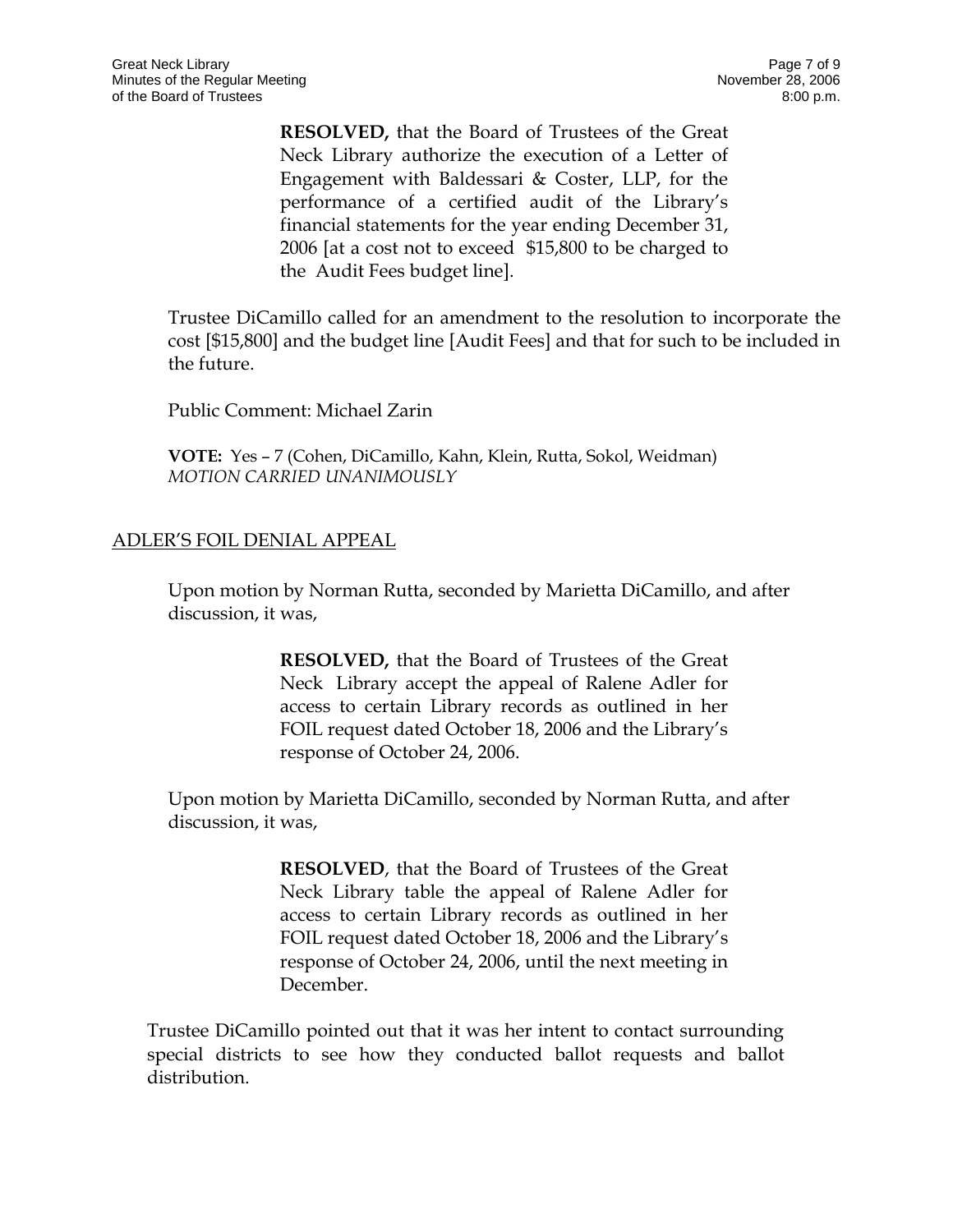> **RESOLVED,** that the Board of Trustees of the Great Neck Library authorize the execution of a Letter of Engagement with Baldessari & Coster, LLP, for the performance of a certified audit of the Library's financial statements for the year ending December 31, 2006 [at a cost not to exceed $15,800 to be charged to the Audit Fees budget line].

Trustee DiCamillo called for an amendment to the resolution to incorporate the cost [$15,800] and the budget line [Audit Fees] and that for such to be included in the future.

Public Comment: Michael Zarin

**VOTE:** Yes – 7 (Cohen, DiCamillo, Kahn, Klein, Rutta, Sokol, Weidman)
*MOTION CARRIED UNANIMOUSLY*

## ADLER'S FOIL DENIAL APPEAL

Upon motion by Norman Rutta, seconded by Marietta DiCamillo, and after discussion, it was,

> **RESOLVED,** that the Board of Trustees of the Great Neck Library accept the appeal of Ralene Adler for access to certain Library records as outlined in her FOIL request dated October 18, 2006 and the Library's response of October 24, 2006.

Upon motion by Marietta DiCamillo, seconded by Norman Rutta, and after discussion, it was,

> **RESOLVED**, that the Board of Trustees of the Great Neck Library table the appeal of Ralene Adler for access to certain Library records as outlined in her FOIL request dated October 18, 2006 and the Library's response of October 24, 2006, until the next meeting in December.

Trustee DiCamillo pointed out that it was her intent to contact surrounding special districts to see how they conducted ballot requests and ballot distribution.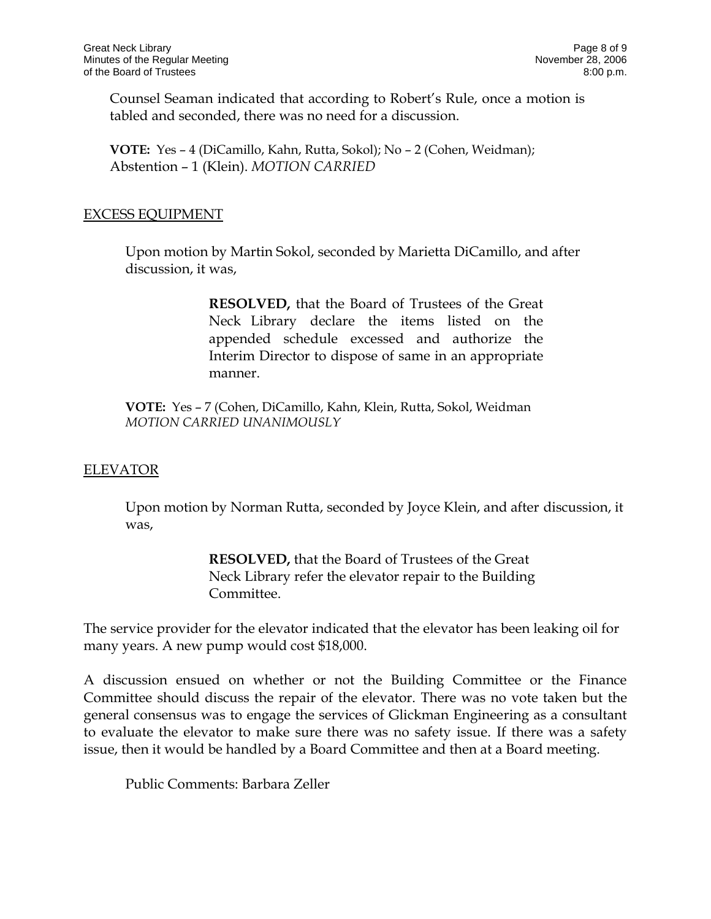Counsel Seaman indicated that according to Robert's Rule, once a motion is tabled and seconded, there was no need for a discussion.

**VOTE:** Yes – 4 (DiCamillo, Kahn, Rutta, Sokol); No – 2 (Cohen, Weidman); Abstention – 1 (Klein). *MOTION CARRIED*

## EXCESS EQUIPMENT

Upon motion by Martin Sokol, seconded by Marietta DiCamillo, and after discussion, it was,

> **RESOLVED,** that the Board of Trustees of the Great Neck Library declare the items listed on the appended schedule excessed and authorize the Interim Director to dispose of same in an appropriate manner.

**VOTE:** Yes – 7 (Cohen, DiCamillo, Kahn, Klein, Rutta, Sokol, Weidman
*MOTION CARRIED UNANIMOUSLY*

## ELEVATOR

Upon motion by Norman Rutta, seconded by Joyce Klein, and after discussion, it was,

> **RESOLVED,** that the Board of Trustees of the Great Neck Library refer the elevator repair to the Building Committee.

The service provider for the elevator indicated that the elevator has been leaking oil for many years. A new pump would cost $18,000.

A discussion ensued on whether or not the Building Committee or the Finance Committee should discuss the repair of the elevator. There was no vote taken but the general consensus was to engage the services of Glickman Engineering as a consultant to evaluate the elevator to make sure there was no safety issue. If there was a safety issue, then it would be handled by a Board Committee and then at a Board meeting.

Public Comments: Barbara Zeller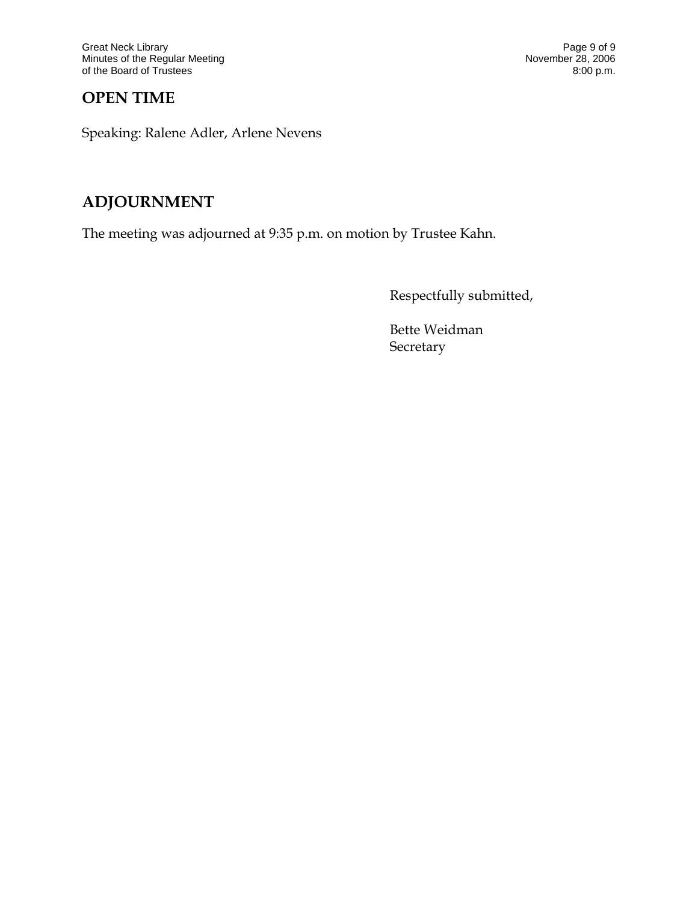## OPEN TIME

Speaking: Ralene Adler, Arlene Nevens

## ADJOURNMENT

The meeting was adjourned at 9:35 p.m. on motion by Trustee Kahn.

Respectfully submitted,

Bette Weidman
Secretary